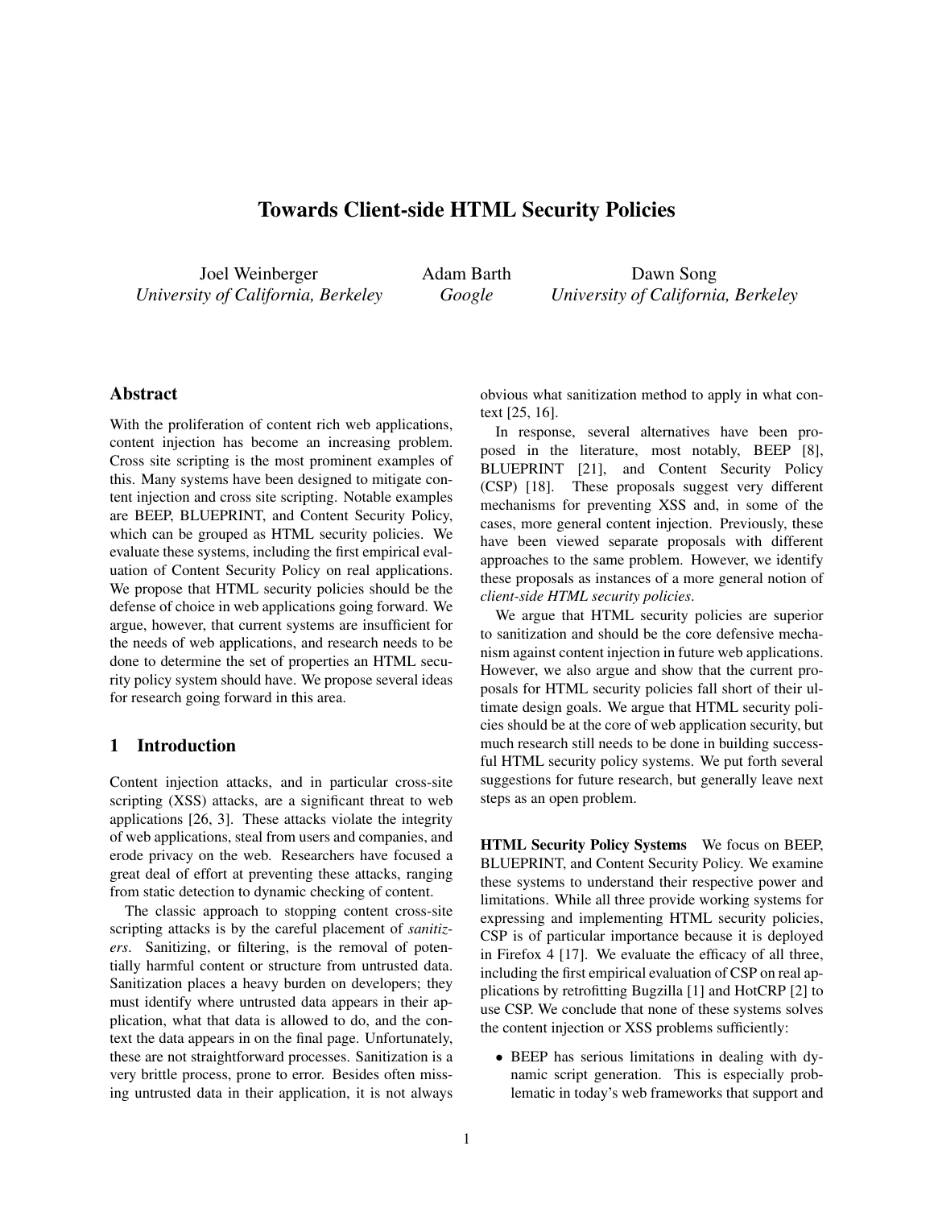# Towards Client-side HTML Security Policies

Joel Weinberger
*University of California, Berkeley*

Adam Barth
*Google*

Dawn Song
*University of California, Berkeley*

## Abstract

With the proliferation of content rich web applications, content injection has become an increasing problem. Cross site scripting is the most prominent examples of this. Many systems have been designed to mitigate content injection and cross site scripting. Notable examples are BEEP, BLUEPRINT, and Content Security Policy, which can be grouped as HTML security policies. We evaluate these systems, including the first empirical evaluation of Content Security Policy on real applications. We propose that HTML security policies should be the defense of choice in web applications going forward. We argue, however, that current systems are insufficient for the needs of web applications, and research needs to be done to determine the set of properties an HTML security policy system should have. We propose several ideas for research going forward in this area.

## 1 Introduction

Content injection attacks, and in particular cross-site scripting (XSS) attacks, are a significant threat to web applications [26, 3]. These attacks violate the integrity of web applications, steal from users and companies, and erode privacy on the web. Researchers have focused a great deal of effort at preventing these attacks, ranging from static detection to dynamic checking of content.

The classic approach to stopping content cross-site scripting attacks is by the careful placement of *sanitizers*. Sanitizing, or filtering, is the removal of potentially harmful content or structure from untrusted data. Sanitization places a heavy burden on developers; they must identify where untrusted data appears in their application, what that data is allowed to do, and the context the data appears in on the final page. Unfortunately, these are not straightforward processes. Sanitization is a very brittle process, prone to error. Besides often missing untrusted data in their application, it is not always obvious what sanitization method to apply in what context [25, 16].

In response, several alternatives have been proposed in the literature, most notably, BEEP [8], BLUEPRINT [21], and Content Security Policy (CSP) [18]. These proposals suggest very different mechanisms for preventing XSS and, in some of the cases, more general content injection. Previously, these have been viewed separate proposals with different approaches to the same problem. However, we identify these proposals as instances of a more general notion of *client-side HTML security policies*.

We argue that HTML security policies are superior to sanitization and should be the core defensive mechanism against content injection in future web applications. However, we also argue and show that the current proposals for HTML security policies fall short of their ultimate design goals. We argue that HTML security policies should be at the core of web application security, but much research still needs to be done in building successful HTML security policy systems. We put forth several suggestions for future research, but generally leave next steps as an open problem.

**HTML Security Policy Systems** We focus on BEEP, BLUEPRINT, and Content Security Policy. We examine these systems to understand their respective power and limitations. While all three provide working systems for expressing and implementing HTML security policies, CSP is of particular importance because it is deployed in Firefox 4 [17]. We evaluate the efficacy of all three, including the first empirical evaluation of CSP on real applications by retrofitting Bugzilla [1] and HotCRP [2] to use CSP. We conclude that none of these systems solves the content injection or XSS problems sufficiently:

- BEEP has serious limitations in dealing with dynamic script generation. This is especially problematic in today's web frameworks that support and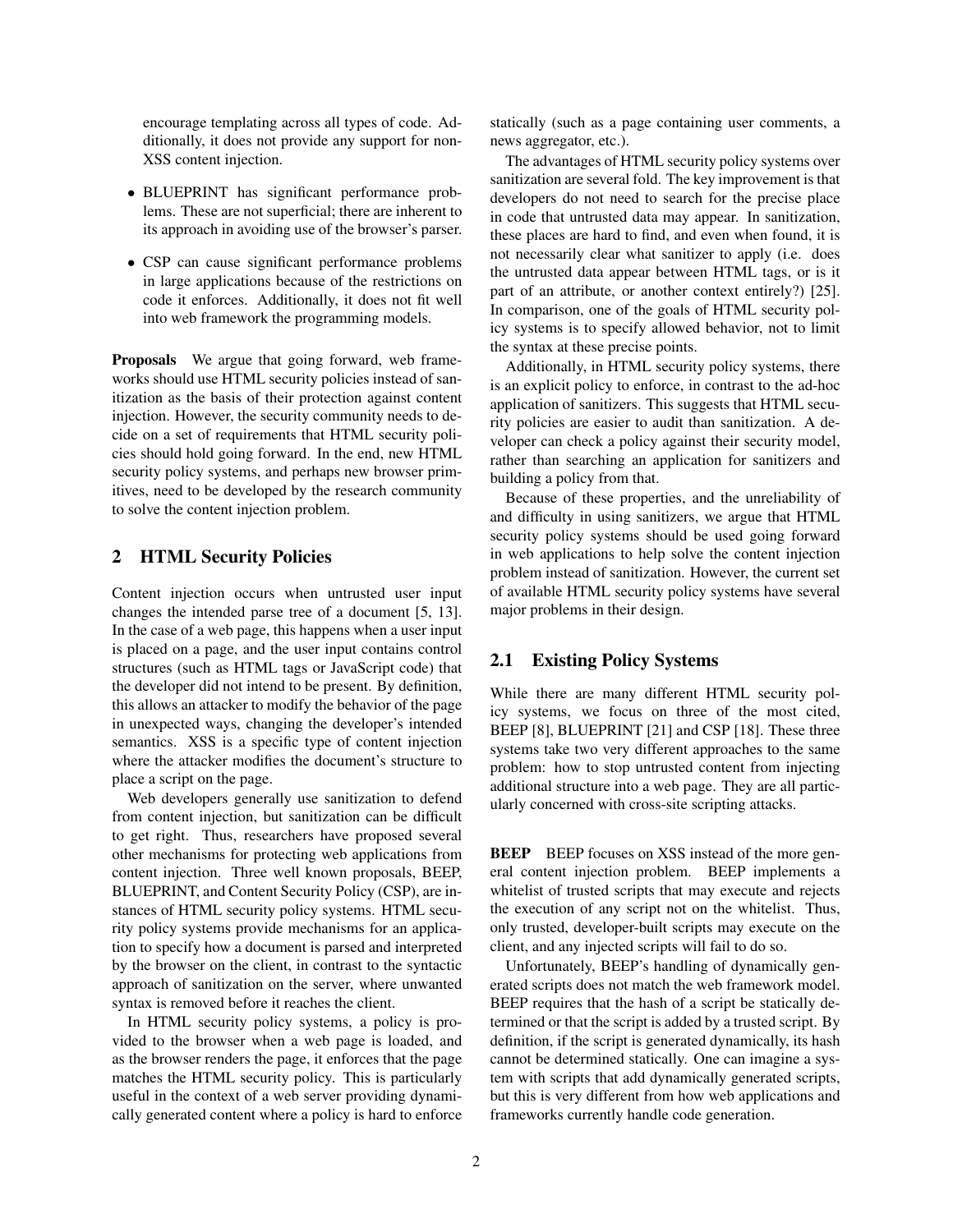encourage templating across all types of code. Additionally, it does not provide any support for non-XSS content injection.

- BLUEPRINT has significant performance problems. These are not superficial; there are inherent to its approach in avoiding use of the browser's parser.
- CSP can cause significant performance problems in large applications because of the restrictions on code it enforces. Additionally, it does not fit well into web framework the programming models.

**Proposals** We argue that going forward, web frameworks should use HTML security policies instead of sanitization as the basis of their protection against content injection. However, the security community needs to decide on a set of requirements that HTML security policies should hold going forward. In the end, new HTML security policy systems, and perhaps new browser primitives, need to be developed by the research community to solve the content injection problem.

## 2 HTML Security Policies

Content injection occurs when untrusted user input changes the intended parse tree of a document [5, 13]. In the case of a web page, this happens when a user input is placed on a page, and the user input contains control structures (such as HTML tags or JavaScript code) that the developer did not intend to be present. By definition, this allows an attacker to modify the behavior of the page in unexpected ways, changing the developer's intended semantics. XSS is a specific type of content injection where the attacker modifies the document's structure to place a script on the page.

Web developers generally use sanitization to defend from content injection, but sanitization can be difficult to get right. Thus, researchers have proposed several other mechanisms for protecting web applications from content injection. Three well known proposals, BEEP, BLUEPRINT, and Content Security Policy (CSP), are instances of HTML security policy systems. HTML security policy systems provide mechanisms for an application to specify how a document is parsed and interpreted by the browser on the client, in contrast to the syntactic approach of sanitization on the server, where unwanted syntax is removed before it reaches the client.

In HTML security policy systems, a policy is provided to the browser when a web page is loaded, and as the browser renders the page, it enforces that the page matches the HTML security policy. This is particularly useful in the context of a web server providing dynamically generated content where a policy is hard to enforce statically (such as a page containing user comments, a news aggregator, etc.).

The advantages of HTML security policy systems over sanitization are several fold. The key improvement is that developers do not need to search for the precise place in code that untrusted data may appear. In sanitization, these places are hard to find, and even when found, it is not necessarily clear what sanitizer to apply (i.e. does the untrusted data appear between HTML tags, or is it part of an attribute, or another context entirely?) [25]. In comparison, one of the goals of HTML security policy systems is to specify allowed behavior, not to limit the syntax at these precise points.

Additionally, in HTML security policy systems, there is an explicit policy to enforce, in contrast to the ad-hoc application of sanitizers. This suggests that HTML security policies are easier to audit than sanitization. A developer can check a policy against their security model, rather than searching an application for sanitizers and building a policy from that.

Because of these properties, and the unreliability of and difficulty in using sanitizers, we argue that HTML security policy systems should be used going forward in web applications to help solve the content injection problem instead of sanitization. However, the current set of available HTML security policy systems have several major problems in their design.

### 2.1 Existing Policy Systems

While there are many different HTML security policy systems, we focus on three of the most cited, BEEP [8], BLUEPRINT [21] and CSP [18]. These three systems take two very different approaches to the same problem: how to stop untrusted content from injecting additional structure into a web page. They are all particularly concerned with cross-site scripting attacks.

**BEEP** BEEP focuses on XSS instead of the more general content injection problem. BEEP implements a whitelist of trusted scripts that may execute and rejects the execution of any script not on the whitelist. Thus, only trusted, developer-built scripts may execute on the client, and any injected scripts will fail to do so.

Unfortunately, BEEP's handling of dynamically generated scripts does not match the web framework model. BEEP requires that the hash of a script be statically determined or that the script is added by a trusted script. By definition, if the script is generated dynamically, its hash cannot be determined statically. One can imagine a system with scripts that add dynamically generated scripts, but this is very different from how web applications and frameworks currently handle code generation.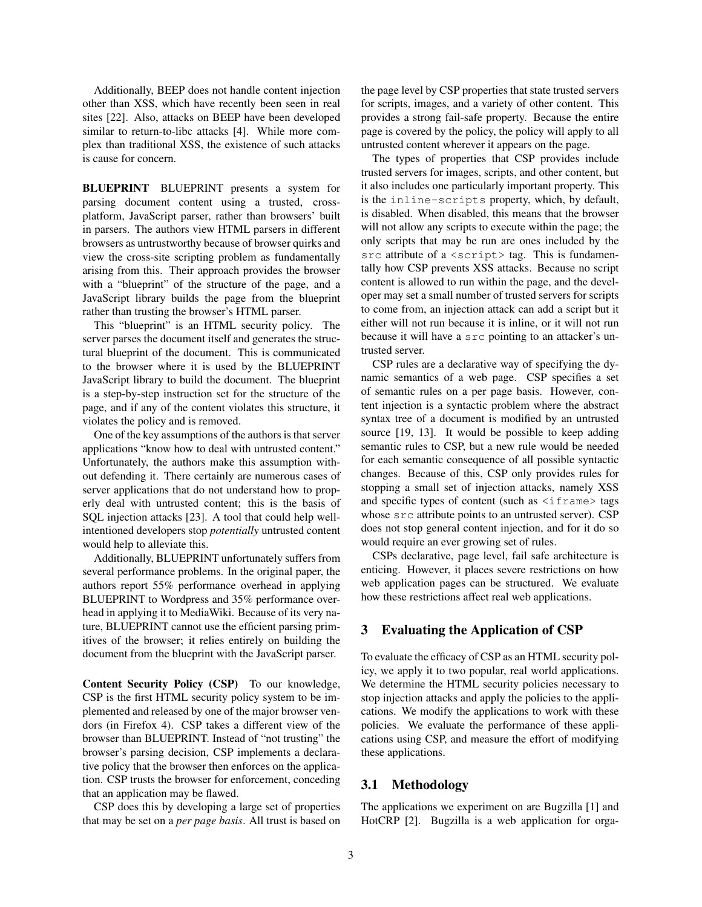Additionally, BEEP does not handle content injection other than XSS, which have recently been seen in real sites [22]. Also, attacks on BEEP have been developed similar to return-to-libc attacks [4]. While more complex than traditional XSS, the existence of such attacks is cause for concern.

**BLUEPRINT** BLUEPRINT presents a system for parsing document content using a trusted, cross-platform, JavaScript parser, rather than browsers' built in parsers. The authors view HTML parsers in different browsers as untrustworthy because of browser quirks and view the cross-site scripting problem as fundamentally arising from this. Their approach provides the browser with a "blueprint" of the structure of the page, and a JavaScript library builds the page from the blueprint rather than trusting the browser's HTML parser.

This "blueprint" is an HTML security policy. The server parses the document itself and generates the structural blueprint of the document. This is communicated to the browser where it is used by the BLUEPRINT JavaScript library to build the document. The blueprint is a step-by-step instruction set for the structure of the page, and if any of the content violates this structure, it violates the policy and is removed.

One of the key assumptions of the authors is that server applications "know how to deal with untrusted content." Unfortunately, the authors make this assumption without defending it. There certainly are numerous cases of server applications that do not understand how to properly deal with untrusted content; this is the basis of SQL injection attacks [23]. A tool that could help well-intentioned developers stop *potentially* untrusted content would help to alleviate this.

Additionally, BLUEPRINT unfortunately suffers from several performance problems. In the original paper, the authors report 55% performance overhead in applying BLUEPRINT to Wordpress and 35% performance overhead in applying it to MediaWiki. Because of its very nature, BLUEPRINT cannot use the efficient parsing primitives of the browser; it relies entirely on building the document from the blueprint with the JavaScript parser.

**Content Security Policy (CSP)** To our knowledge, CSP is the first HTML security policy system to be implemented and released by one of the major browser vendors (in Firefox 4). CSP takes a different view of the browser than BLUEPRINT. Instead of "not trusting" the browser's parsing decision, CSP implements a declarative policy that the browser then enforces on the application. CSP trusts the browser for enforcement, conceding that an application may be flawed.

CSP does this by developing a large set of properties that may be set on a *per page basis*. All trust is based on the page level by CSP properties that state trusted servers for scripts, images, and a variety of other content. This provides a strong fail-safe property. Because the entire page is covered by the policy, the policy will apply to all untrusted content wherever it appears on the page.

The types of properties that CSP provides include trusted servers for images, scripts, and other content, but it also includes one particularly important property. This is the `inline-scripts` property, which, by default, is disabled. When disabled, this means that the browser will not allow any scripts to execute within the page; the only scripts that may be run are ones included by the `src` attribute of a `<script>` tag. This is fundamentally how CSP prevents XSS attacks. Because no script content is allowed to run within the page, and the developer may set a small number of trusted servers for scripts to come from, an injection attack can add a script but it either will not run because it is inline, or it will not run because it will have a `src` pointing to an attacker's untrusted server.

CSP rules are a declarative way of specifying the dynamic semantics of a web page. CSP specifies a set of semantic rules on a per page basis. However, content injection is a syntactic problem where the abstract syntax tree of a document is modified by an untrusted source [19, 13]. It would be possible to keep adding semantic rules to CSP, but a new rule would be needed for each semantic consequence of all possible syntactic changes. Because of this, CSP only provides rules for stopping a small set of injection attacks, namely XSS and specific types of content (such as `<iframe>` tags whose `src` attribute points to an untrusted server). CSP does not stop general content injection, and for it do so would require an ever growing set of rules.

CSPs declarative, page level, fail safe architecture is enticing. However, it places severe restrictions on how web application pages can be structured. We evaluate how these restrictions affect real web applications.

## 3 Evaluating the Application of CSP

To evaluate the efficacy of CSP as an HTML security policy, we apply it to two popular, real world applications. We determine the HTML security policies necessary to stop injection attacks and apply the policies to the applications. We modify the applications to work with these policies. We evaluate the performance of these applications using CSP, and measure the effort of modifying these applications.

### 3.1 Methodology

The applications we experiment on are Bugzilla [1] and HotCRP [2]. Bugzilla is a web application for orga-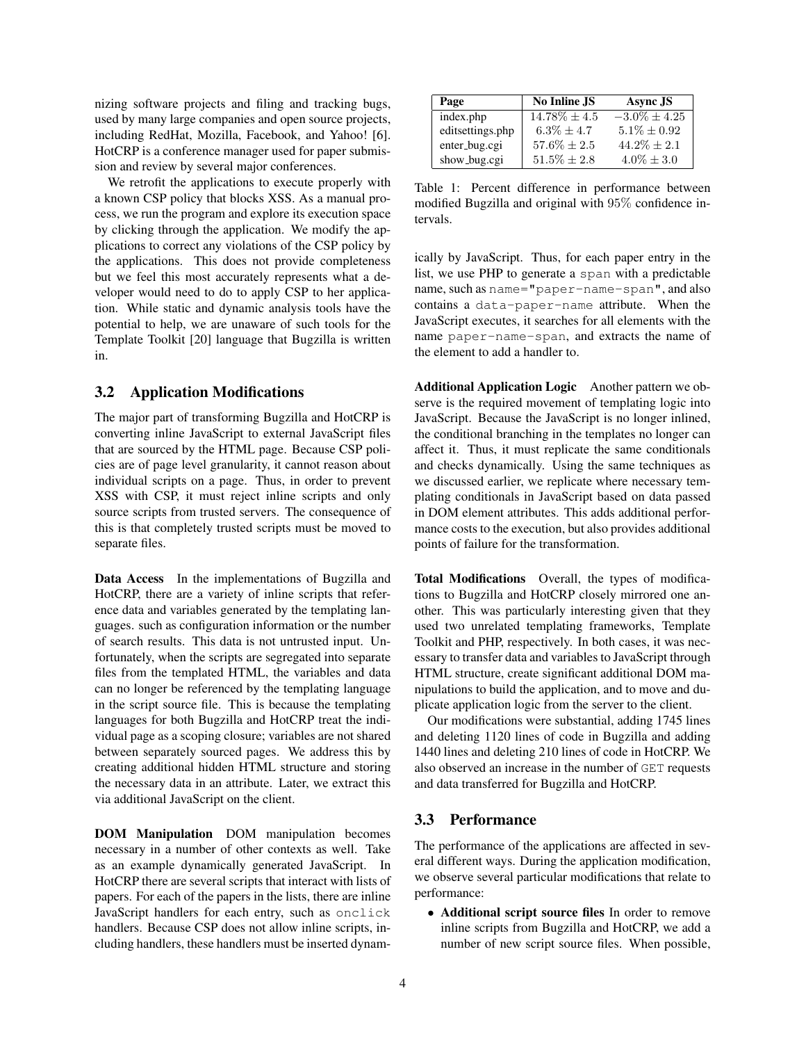nizing software projects and filing and tracking bugs, used by many large companies and open source projects, including RedHat, Mozilla, Facebook, and Yahoo! [6]. HotCRP is a conference manager used for paper submission and review by several major conferences.

We retrofit the applications to execute properly with a known CSP policy that blocks XSS. As a manual process, we run the program and explore its execution space by clicking through the application. We modify the applications to correct any violations of the CSP policy by the applications. This does not provide completeness but we feel this most accurately represents what a developer would need to do to apply CSP to her application. While static and dynamic analysis tools have the potential to help, we are unaware of such tools for the Template Toolkit [20] language that Bugzilla is written in.

## 3.2 Application Modifications

The major part of transforming Bugzilla and HotCRP is converting inline JavaScript to external JavaScript files that are sourced by the HTML page. Because CSP policies are of page level granularity, it cannot reason about individual scripts on a page. Thus, in order to prevent XSS with CSP, it must reject inline scripts and only source scripts from trusted servers. The consequence of this is that completely trusted scripts must be moved to separate files.

**Data Access** In the implementations of Bugzilla and HotCRP, there are a variety of inline scripts that reference data and variables generated by the templating languages. such as configuration information or the number of search results. This data is not untrusted input. Unfortunately, when the scripts are segregated into separate files from the templated HTML, the variables and data can no longer be referenced by the templating language in the script source file. This is because the templating languages for both Bugzilla and HotCRP treat the individual page as a scoping closure; variables are not shared between separately sourced pages. We address this by creating additional hidden HTML structure and storing the necessary data in an attribute. Later, we extract this via additional JavaScript on the client.

**DOM Manipulation** DOM manipulation becomes necessary in a number of other contexts as well. Take as an example dynamically generated JavaScript. In HotCRP there are several scripts that interact with lists of papers. For each of the papers in the lists, there are inline JavaScript handlers for each entry, such as `onclick` handlers. Because CSP does not allow inline scripts, including handlers, these handlers must be inserted dynamically by JavaScript. Thus, for each paper entry in the list, we use PHP to generate a `span` with a predictable name, such as `name="paper-name-span"`, and also contains a `data-paper-name` attribute. When the JavaScript executes, it searches for all elements with the name `paper-name-span`, and extracts the name of the element to add a handler to.

| Page | No Inline JS | Async JS |
|---|---|---|
| index.php | $14.78\% \pm 4.5$ | $-3.0\% \pm 4.25$ |
| editsettings.php | $6.3\% \pm 4.7$ | $5.1\% \pm 0.92$ |
| enter_bug.cgi | $57.6\% \pm 2.5$ | $44.2\% \pm 2.1$ |
| show_bug.cgi | $51.5\% \pm 2.8$ | $4.0\% \pm 3.0$ |

Table 1: Percent difference in performance between modified Bugzilla and original with $95\%$ confidence intervals.

**Additional Application Logic** Another pattern we observe is the required movement of templating logic into JavaScript. Because the JavaScript is no longer inlined, the conditional branching in the templates no longer can affect it. Thus, it must replicate the same conditionals and checks dynamically. Using the same techniques as we discussed earlier, we replicate where necessary templating conditionals in JavaScript based on data passed in DOM element attributes. This adds additional performance costs to the execution, but also provides additional points of failure for the transformation.

**Total Modifications** Overall, the types of modifications to Bugzilla and HotCRP closely mirrored one another. This was particularly interesting given that they used two unrelated templating frameworks, Template Toolkit and PHP, respectively. In both cases, it was necessary to transfer data and variables to JavaScript through HTML structure, create significant additional DOM manipulations to build the application, and to move and duplicate application logic from the server to the client.

Our modifications were substantial, adding 1745 lines and deleting 1120 lines of code in Bugzilla and adding 1440 lines and deleting 210 lines of code in HotCRP. We also observed an increase in the number of `GET` requests and data transferred for Bugzilla and HotCRP.

## 3.3 Performance

The performance of the applications are affected in several different ways. During the application modification, we observe several particular modifications that relate to performance:

- **Additional script source files** In order to remove inline scripts from Bugzilla and HotCRP, we add a number of new script source files. When possible,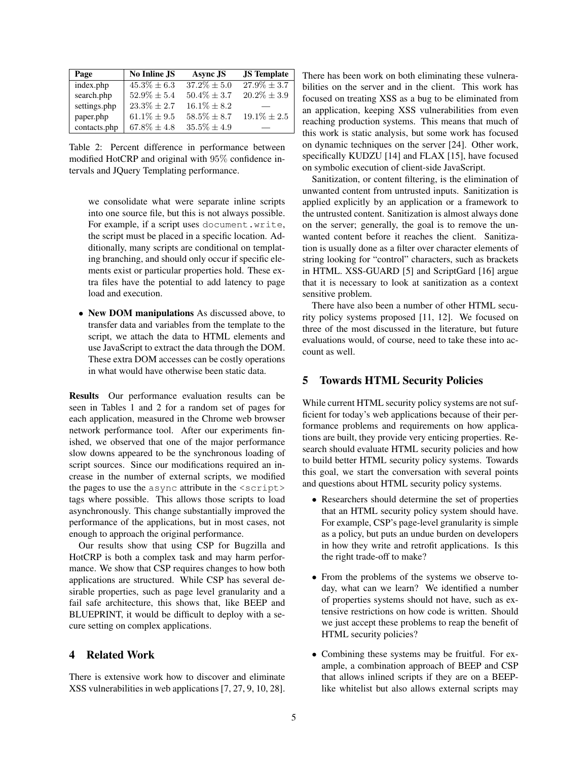| Page | No Inline JS | Async JS | JS Template |
| --- | --- | --- | --- |
| index.php | $45.3\% \pm 6.3$ | $37.2\% \pm 5.0$ | $27.9\% \pm 3.7$ |
| search.php | $52.9\% \pm 5.4$ | $50.4\% \pm 3.7$ | $20.2\% \pm 3.9$ |
| settings.php | $23.3\% \pm 2.7$ | $16.1\% \pm 8.2$ | — |
| paper.php | $61.1\% \pm 9.5$ | $58.5\% \pm 8.7$ | $19.1\% \pm 2.5$ |
| contacts.php | $67.8\% \pm 4.8$ | $35.5\% \pm 4.9$ | — |

Table 2: Percent difference in performance between modified HotCRP and original with 95% confidence intervals and JQuery Templating performance.

we consolidate what were separate inline scripts into one source file, but this is not always possible. For example, if a script uses `document.write`, the script must be placed in a specific location. Additionally, many scripts are conditional on templating branching, and should only occur if specific elements exist or particular properties hold. These extra files have the potential to add latency to page load and execution.

- **New DOM manipulations** As discussed above, to transfer data and variables from the template to the script, we attach the data to HTML elements and use JavaScript to extract the data through the DOM. These extra DOM accesses can be costly operations in what would have otherwise been static data.

**Results** Our performance evaluation results can be seen in Tables 1 and 2 for a random set of pages for each application, measured in the Chrome web browser network performance tool. After our experiments finished, we observed that one of the major performance slow downs appeared to be the synchronous loading of script sources. Since our modifications required an increase in the number of external scripts, we modified the pages to use the `async` attribute in the `<script>` tags where possible. This allows those scripts to load asynchronously. This change substantially improved the performance of the applications, but in most cases, not enough to approach the original performance.

Our results show that using CSP for Bugzilla and HotCRP is both a complex task and may harm performance. We show that CSP requires changes to how both applications are structured. While CSP has several desirable properties, such as page level granularity and a fail safe architecture, this shows that, like BEEP and BLUEPRINT, it would be difficult to deploy with a secure setting on complex applications.

## 4 Related Work

There is extensive work how to discover and eliminate XSS vulnerabilities in web applications [7, 27, 9, 10, 28]. There has been work on both eliminating these vulnerabilities on the server and in the client. This work has focused on treating XSS as a bug to be eliminated from an application, keeping XSS vulnerabilities from even reaching production systems. This means that much of this work is static analysis, but some work has focused on dynamic techniques on the server [24]. Other work, specifically KUDZU [14] and FLAX [15], have focused on symbolic execution of client-side JavaScript.

Sanitization, or content filtering, is the elimination of unwanted content from untrusted inputs. Sanitization is applied explicitly by an application or a framework to the untrusted content. Sanitization is almost always done on the server; generally, the goal is to remove the unwanted content before it reaches the client. Sanitization is usually done as a filter over character elements of string looking for "control" characters, such as brackets in HTML. XSS-GUARD [5] and ScriptGard [16] argue that it is necessary to look at sanitization as a context sensitive problem.

There have also been a number of other HTML security policy systems proposed [11, 12]. We focused on three of the most discussed in the literature, but future evaluations would, of course, need to take these into account as well.

## 5 Towards HTML Security Policies

While current HTML security policy systems are not sufficient for today's web applications because of their performance problems and requirements on how applications are built, they provide very enticing properties. Research should evaluate HTML security policies and how to build better HTML security policy systems. Towards this goal, we start the conversation with several points and questions about HTML security policy systems.

- Researchers should determine the set of properties that an HTML security policy system should have. For example, CSP's page-level granularity is simple as a policy, but puts an undue burden on developers in how they write and retrofit applications. Is this the right trade-off to make?

- From the problems of the systems we observe today, what can we learn? We identified a number of properties systems should not have, such as extensive restrictions on how code is written. Should we just accept these problems to reap the benefit of HTML security policies?

- Combining these systems may be fruitful. For example, a combination approach of BEEP and CSP that allows inlined scripts if they are on a BEEP-like whitelist but also allows external scripts may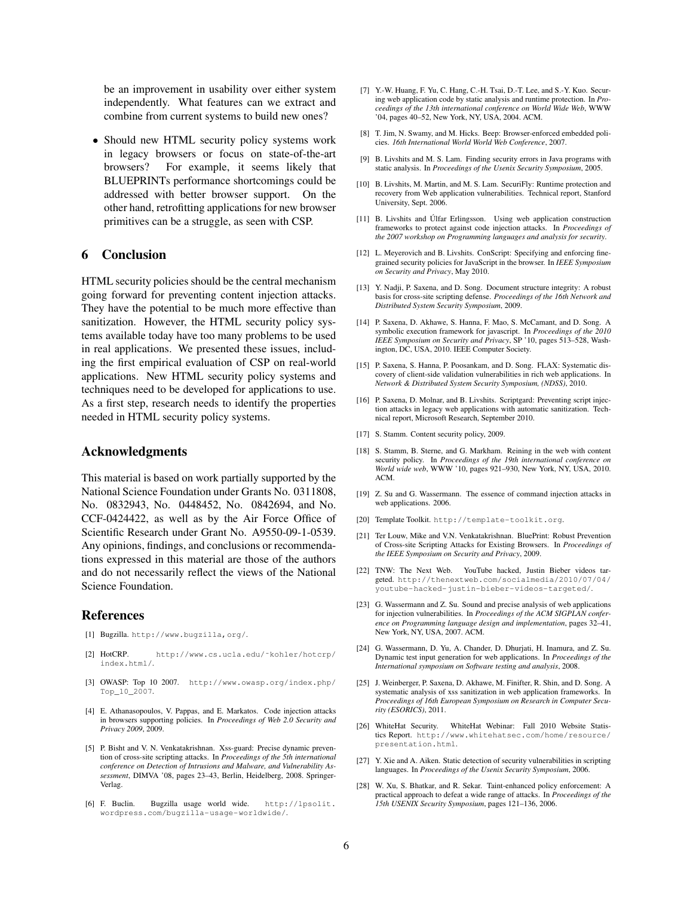be an improvement in usability over either system independently. What features can we extract and combine from current systems to build new ones?

- Should new HTML security policy systems work in legacy browsers or focus on state-of-the-art browsers? For example, it seems likely that BLUEPRINTs performance shortcomings could be addressed with better browser support. On the other hand, retrofitting applications for new browser primitives can be a struggle, as seen with CSP.

## 6 Conclusion

HTML security policies should be the central mechanism going forward for preventing content injection attacks. They have the potential to be much more effective than sanitization. However, the HTML security policy systems available today have too many problems to be used in real applications. We presented these issues, including the first empirical evaluation of CSP on real-world applications. New HTML security policy systems and techniques need to be developed for applications to use. As a first step, research needs to identify the properties needed in HTML security policy systems.

## Acknowledgments

This material is based on work partially supported by the National Science Foundation under Grants No. 0311808, No. 0832943, No. 0448452, No. 0842694, and No. CCF-0424422, as well as by the Air Force Office of Scientific Research under Grant No. A9550-09-1-0539. Any opinions, findings, and conclusions or recommendations expressed in this material are those of the authors and do not necessarily reflect the views of the National Science Foundation.

## References

[1] Bugzilla. http://www.bugzilla,org/.

[2] HotCRP. http://www.cs.ucla.edu/~kohler/hotcrp/index.html/.

[3] OWASP: Top 10 2007. http://www.owasp.org/index.php/Top_10_2007.

[4] E. Athanasopoulos, V. Pappas, and E. Markatos. Code injection attacks in browsers supporting policies. In *Proceedings of Web 2.0 Security and Privacy 2009*, 2009.

[5] P. Bisht and V. N. Venkatakrishnan. Xss-guard: Precise dynamic prevention of cross-site scripting attacks. In *Proceedings of the 5th international conference on Detection of Intrusions and Malware, and Vulnerability Assessment*, DIMVA '08, pages 23–43, Berlin, Heidelberg, 2008. Springer-Verlag.

[6] F. Buclin. Bugzilla usage world wide. http://lpsolit.wordpress.com/bugzilla-usage-worldwide/.

[7] Y.-W. Huang, F. Yu, C. Hang, C.-H. Tsai, D.-T. Lee, and S.-Y. Kuo. Securing web application code by static analysis and runtime protection. In *Proceedings of the 13th international conference on World Wide Web*, WWW '04, pages 40–52, New York, NY, USA, 2004. ACM.

[8] T. Jim, N. Swamy, and M. Hicks. Beep: Browser-enforced embedded policies. *16th International World World Web Conference*, 2007.

[9] B. Livshits and M. S. Lam. Finding security errors in Java programs with static analysis. In *Proceedings of the Usenix Security Symposium*, 2005.

[10] B. Livshits, M. Martin, and M. S. Lam. SecuriFly: Runtime protection and recovery from Web application vulnerabilities. Technical report, Stanford University, Sept. 2006.

[11] B. Livshits and Úlfar Erlingsson. Using web application construction frameworks to protect against code injection attacks. In *Proceedings of the 2007 workshop on Programming languages and analysis for security*.

[12] L. Meyerovich and B. Livshits. ConScript: Specifying and enforcing fine-grained security policies for JavaScript in the browser. In *IEEE Symposium on Security and Privacy*, May 2010.

[13] Y. Nadji, P. Saxena, and D. Song. Document structure integrity: A robust basis for cross-site scripting defense. *Proceedings of the 16th Network and Distributed System Security Symposium*, 2009.

[14] P. Saxena, D. Akhawe, S. Hanna, F. Mao, S. McCamant, and D. Song. A symbolic execution framework for javascript. In *Proceedings of the 2010 IEEE Symposium on Security and Privacy*, SP '10, pages 513–528, Washington, DC, USA, 2010. IEEE Computer Society.

[15] P. Saxena, S. Hanna, P. Poosankam, and D. Song. FLAX: Systematic discovery of client-side validation vulnerabilities in rich web applications. In *Network & Distributed System Security Symposium, (NDSS)*, 2010.

[16] P. Saxena, D. Molnar, and B. Livshits. Scriptgard: Preventing script injection attacks in legacy web applications with automatic sanitization. Technical report, Microsoft Research, September 2010.

[17] S. Stamm. Content security policy, 2009.

[18] S. Stamm, B. Sterne, and G. Markham. Reining in the web with content security policy. In *Proceedings of the 19th international conference on World wide web*, WWW '10, pages 921–930, New York, NY, USA, 2010. ACM.

[19] Z. Su and G. Wassermann. The essence of command injection attacks in web applications. 2006.

[20] Template Toolkit. http://template-toolkit.org.

[21] Ter Louw, Mike and V.N. Venkatakrishnan. BluePrint: Robust Prevention of Cross-site Scripting Attacks for Existing Browsers. In *Proceedings of the IEEE Symposium on Security and Privacy*, 2009.

[22] TNW: The Next Web. YouTube hacked, Justin Bieber videos targeted. http://thenextweb.com/socialmedia/2010/07/04/youtube-hacked-justin-bieber-videos-targeted/.

[23] G. Wassermann and Z. Su. Sound and precise analysis of web applications for injection vulnerabilities. In *Proceedings of the ACM SIGPLAN conference on Programming language design and implementation*, pages 32–41, New York, NY, USA, 2007. ACM.

[24] G. Wassermann, D. Yu, A. Chander, D. Dhurjati, H. Inamura, and Z. Su. Dynamic test input generation for web applications. In *Proceedings of the International symposium on Software testing and analysis*, 2008.

[25] J. Weinberger, P. Saxena, D. Akhawe, M. Finifter, R. Shin, and D. Song. A systematic analysis of xss sanitization in web application frameworks. In *Proceedings of 16th European Symposium on Research in Computer Security (ESORICS)*, 2011.

[26] WhiteHat Security. WhiteHat Webinar: Fall 2010 Website Statistics Report. http://www.whitehatsec.com/home/resource/presentation.html.

[27] Y. Xie and A. Aiken. Static detection of security vulnerabilities in scripting languages. In *Proceedings of the Usenix Security Symposium*, 2006.

[28] W. Xu, S. Bhatkar, and R. Sekar. Taint-enhanced policy enforcement: A practical approach to defeat a wide range of attacks. In *Proceedings of the 15th USENIX Security Symposium*, pages 121–136, 2006.